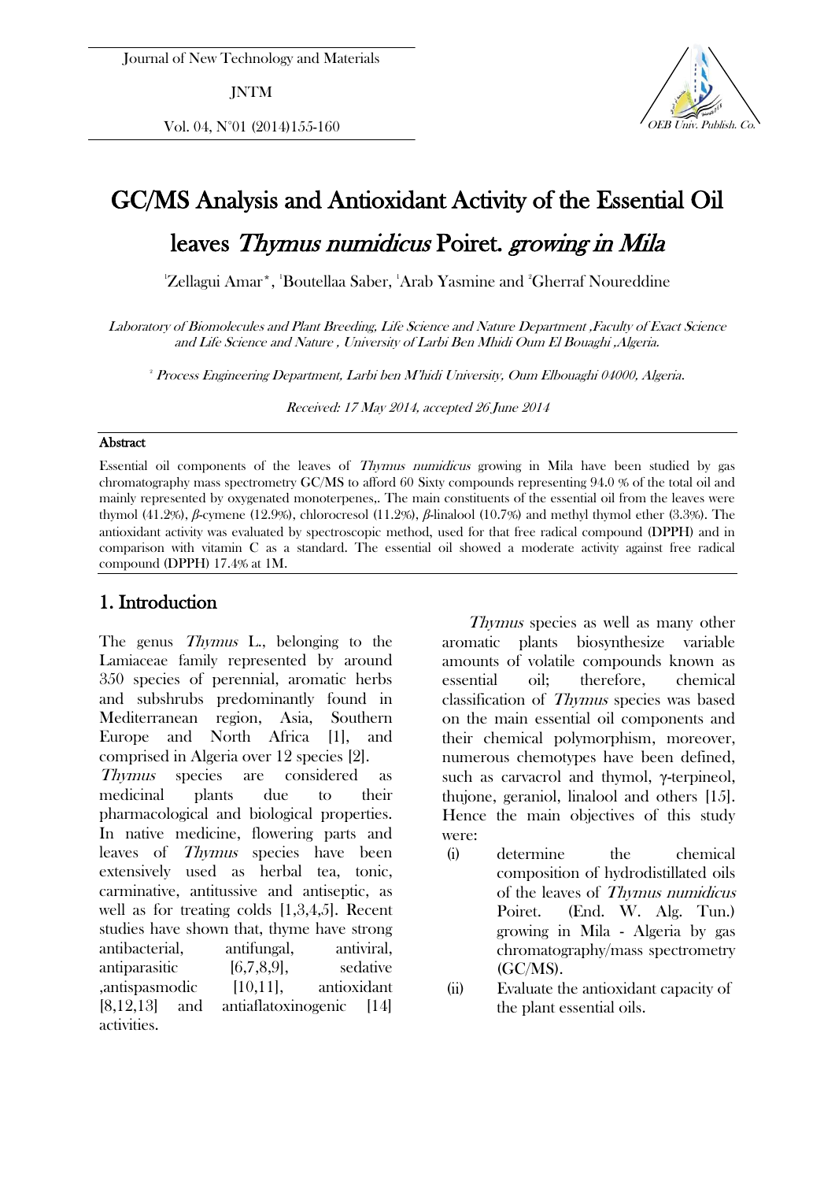# GC/MS Analysis and Antioxidant Activity of the Essential Oil leaves *Thymus numidicus* Poiret. *growing in Mila*

[1]Zellagui Amar*, [1]Boutellaa Saber, [1]Arab Yasmine and [2]Gherraf Noureddine

*Laboratory of Biomolecules and Plant Breeding, Life Science and Nature Department ,Faculty of Exact Science and Life Science and Nature , University of Larbi Ben Mhidi Oum El Bouaghi ,Algeria.*

[2] *Process Engineering Department, Larbi ben M'hidi University, Oum Elbouaghi 04000, Algeria.*

*Received: 17 May 2014, accepted 26 June 2014*

## Abstract

Essential oil components of the leaves of *Thymus numidicus* growing in Mila have been studied by gas chromatography mass spectrometry GC/MS to afford 60 Sixty compounds representing 94.0 % of the total oil and mainly represented by oxygenated monoterpenes,. The main constituents of the essential oil from the leaves were thymol (41.2%), *β*-cymene (12.9%), chlorocresol (11.2%), *β*-linalool (10.7%) and methyl thymol ether (3.3%). The antioxidant activity was evaluated by spectroscopic method, used for that free radical compound (DPPH) and in comparison with vitamin C as a standard. The essential oil showed a moderate activity against free radical compound (DPPH) 17.4% at 1M.

## 1. Introduction

The genus *Thymus* L., belonging to the Lamiaceae family represented by around 350 species of perennial, aromatic herbs and subshrubs predominantly found in Mediterranean region, Asia, Southern Europe and North Africa [1], and comprised in Algeria over 12 species [2].

*Thymus* species are considered as medicinal plants due to their pharmacological and biological properties. In native medicine, flowering parts and leaves of *Thymus* species have been extensively used as herbal tea, tonic, carminative, antitussive and antiseptic, as well as for treating colds [1,3,4,5]. Recent studies have shown that, thyme have strong antibacterial, antifungal, antiviral, antiparasitic [6,7,8,9], sedative ,antispasmodic [10,11], antioxidant [8,12,13] and antiaflatoxinogenic [14] activities.

*Thymus* species as well as many other aromatic plants biosynthesize variable amounts of volatile compounds known as essential oil; therefore, chemical classification of *Thymus* species was based on the main essential oil components and their chemical polymorphism, moreover, numerous chemotypes have been defined, such as carvacrol and thymol, γ-terpineol, thujone, geraniol, linalool and others [15]. Hence the main objectives of this study were:

(i) determine the chemical composition of hydrodistillated oils of the leaves of *Thymus numidicus* Poiret. (End. W. Alg. Tun.) growing in Mila - Algeria by gas chromatography/mass spectrometry (GC/MS).

(ii) Evaluate the antioxidant capacity of the plant essential oils.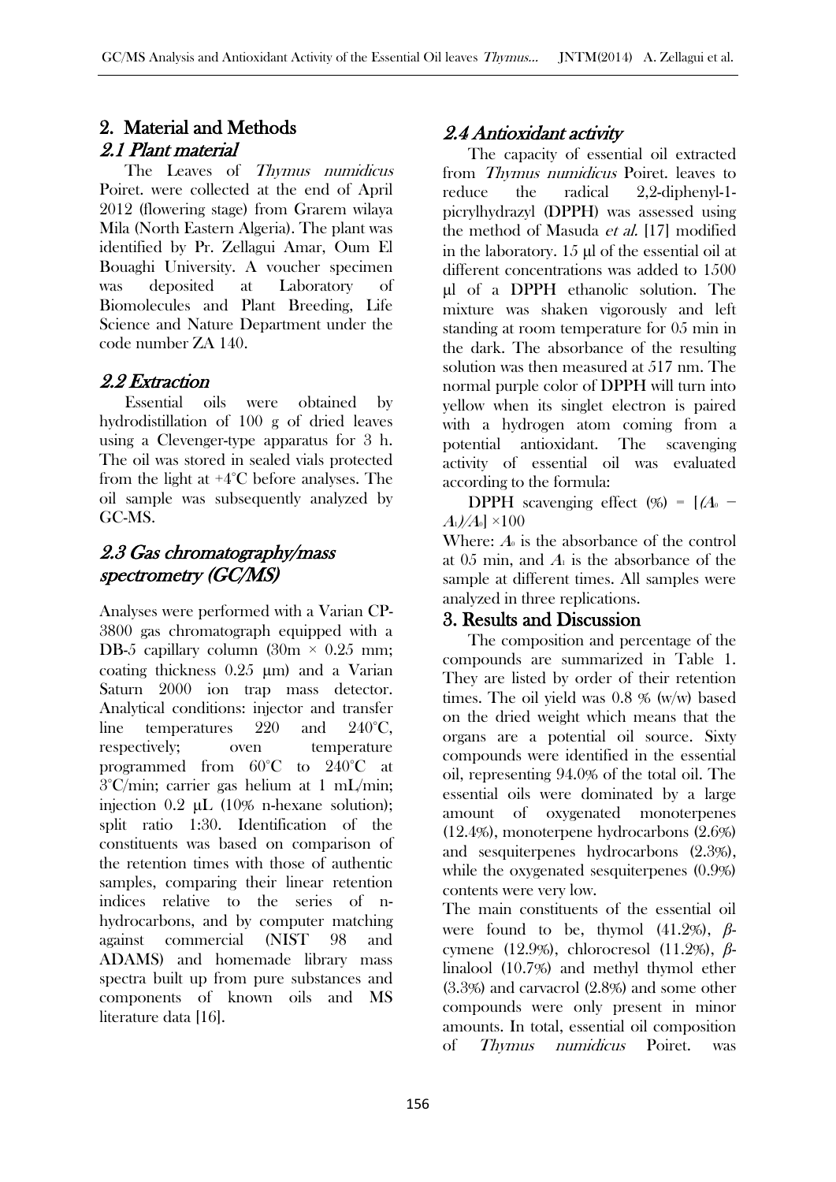## 2. Material and Methods

### 2.1 Plant material

The Leaves of *Thymus numidicus* Poiret. were collected at the end of April 2012 (flowering stage) from Grarem wilaya Mila (North Eastern Algeria). The plant was identified by Pr. Zellagui Amar, Oum El Bouaghi University. A voucher specimen was deposited at Laboratory of Biomolecules and Plant Breeding, Life Science and Nature Department under the code number ZA 140.

### 2.2 Extraction

Essential oils were obtained by hydrodistillation of 100 g of dried leaves using a Clevenger-type apparatus for 3 h. The oil was stored in sealed vials protected from the light at +4°C before analyses. The oil sample was subsequently analyzed by GC-MS.

### 2.3 Gas chromatography/mass spectrometry (GC/MS)

Analyses were performed with a Varian CP-3800 gas chromatograph equipped with a DB-5 capillary column (30m × 0.25 mm; coating thickness 0.25 µm) and a Varian Saturn 2000 ion trap mass detector. Analytical conditions: injector and transfer line temperatures 220 and 240°C, respectively; oven temperature programmed from 60°C to 240°C at 3°C/min; carrier gas helium at 1 mL/min; injection 0.2 µL (10% n-hexane solution); split ratio 1:30. Identification of the constituents was based on comparison of the retention times with those of authentic samples, comparing their linear retention indices relative to the series of n-hydrocarbons, and by computer matching against commercial (NIST 98 and ADAMS) and homemade library mass spectra built up from pure substances and components of known oils and MS literature data [16].

### 2.4 Antioxidant activity

The capacity of essential oil extracted from *Thymus numidicus* Poiret. leaves to reduce the radical 2,2-diphenyl-1-picrylhydrazyl (DPPH) was assessed using the method of Masuda *et al.* [17] modified in the laboratory. 15 µl of the essential oil at different concentrations was added to 1500 µl of a DPPH ethanolic solution. The mixture was shaken vigorously and left standing at room temperature for 05 min in the dark. The absorbance of the resulting solution was then measured at 517 nm. The normal purple color of DPPH will turn into yellow when its singlet electron is paired with a hydrogen atom coming from a potential antioxidant. The scavenging activity of essential oil was evaluated according to the formula:

$$\text{DPPH scavenging effect (\%)} = [(A_0 - A_1)/A_0] \times 100$$

Where: $A_0$ is the absorbance of the control at 05 min, and $A_1$ is the absorbance of the sample at different times. All samples were analyzed in three replications.

## 3. Results and Discussion

The composition and percentage of the compounds are summarized in Table 1. They are listed by order of their retention times. The oil yield was 0.8 % (w/w) based on the dried weight which means that the organs are a potential oil source. Sixty compounds were identified in the essential oil, representing 94.0% of the total oil. The essential oils were dominated by a large amount of oxygenated monoterpenes (12.4%), monoterpene hydrocarbons (2.6%) and sesquiterpenes hydrocarbons (2.3%), while the oxygenated sesquiterpenes (0.9%) contents were very low.

The main constituents of the essential oil were found to be, thymol (41.2%), *β*-cymene (12.9%), chlorocresol (11.2%), *β*-linalool (10.7%) and methyl thymol ether (3.3%) and carvacrol (2.8%) and some other compounds were only present in minor amounts. In total, essential oil composition of *Thymus numidicus* Poiret. was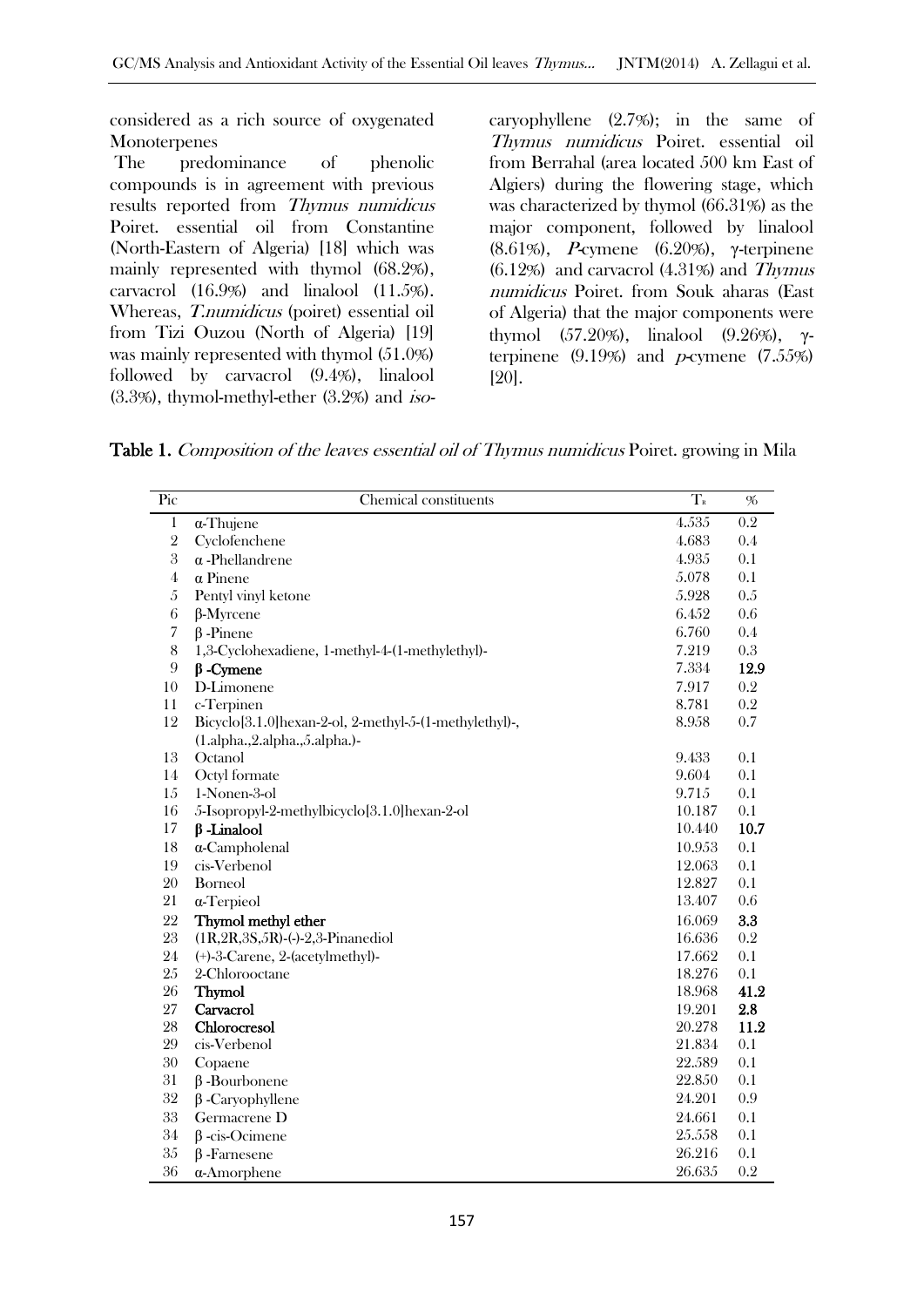considered as a rich source of oxygenated Monoterpenes

The predominance of phenolic compounds is in agreement with previous results reported from *Thymus numidicus* Poiret. essential oil from Constantine (North-Eastern of Algeria) [18] which was mainly represented with thymol (68.2%), carvacrol (16.9%) and linalool (11.5%). Whereas, *T.numidicus* (poiret) essential oil from Tizi Ouzou (North of Algeria) [19] was mainly represented with thymol (51.0%) followed by carvacrol (9.4%), linalool (3.3%), thymol-methyl-ether (3.2%) and *iso*-caryophyllene (2.7%); in the same of *Thymus numidicus* Poiret. essential oil from Berrahal (area located 500 km East of Algiers) during the flowering stage, which was characterized by thymol (66.31%) as the major component, followed by linalool (8.61%), *P*-cymene (6.20%), γ-terpinene (6.12%) and carvacrol (4.31%) and *Thymus numidicus* Poiret. from Souk aharas (East of Algeria) that the major components were thymol (57.20%), linalool (9.26%), γ-terpinene (9.19%) and *p*-cymene (7.55%) [20].

**Table 1.** *Composition of the leaves essential oil of Thymus numidicus* Poiret. growing in Mila

| Pic | Chemical constituents | $T_R$ | % |
|---|---|---|---|
| 1 | α-Thujene | 4.535 | 0.2 |
| 2 | Cyclofenchene | 4.683 | 0.4 |
| 3 | α -Phellandrene | 4.935 | 0.1 |
| 4 | α Pinene | 5.078 | 0.1 |
| 5 | Pentyl vinyl ketone | 5.928 | 0.5 |
| 6 | β-Myrcene | 6.452 | 0.6 |
| 7 | β -Pinene | 6.760 | 0.4 |
| 8 | 1,3-Cyclohexadiene, 1-methyl-4-(1-methylethyl)- | 7.219 | 0.3 |
| 9 | **β -Cymene** | 7.334 | **12.9** |
| 10 | D-Limonene | 7.917 | 0.2 |
| 11 | c-Terpinen | 8.781 | 0.2 |
| 12 | Bicyclo[3.1.0]hexan-2-ol, 2-methyl-5-(1-methylethyl)-, (1.alpha.,2.alpha.,5.alpha.)- | 8.958 | 0.7 |
| 13 | Octanol | 9.433 | 0.1 |
| 14 | Octyl formate | 9.604 | 0.1 |
| 15 | 1-Nonen-3-ol | 9.715 | 0.1 |
| 16 | 5-Isopropyl-2-methylbicyclo[3.1.0]hexan-2-ol | 10.187 | 0.1 |
| 17 | **β -Linalool** | 10.440 | **10.7** |
| 18 | α-Campholenal | 10.953 | 0.1 |
| 19 | cis-Verbenol | 12.063 | 0.1 |
| 20 | Borneol | 12.827 | 0.1 |
| 21 | α-Terpieol | 13.407 | 0.6 |
| 22 | **Thymol methyl ether** | 16.069 | **3.3** |
| 23 | (1R,2R,3S,5R)-(-)-2,3-Pinanediol | 16.636 | 0.2 |
| 24 | (+)-3-Carene, 2-(acetylmethyl)- | 17.662 | 0.1 |
| 25 | 2-Chlorooctane | 18.276 | 0.1 |
| 26 | **Thymol** | 18.968 | **41.2** |
| 27 | **Carvacrol** | 19.201 | **2.8** |
| 28 | **Chlorocresol** | 20.278 | **11.2** |
| 29 | cis-Verbenol | 21.834 | 0.1 |
| 30 | Copaene | 22.589 | 0.1 |
| 31 | β -Bourbonene | 22.850 | 0.1 |
| 32 | β -Caryophyllene | 24.201 | 0.9 |
| 33 | Germacrene D | 24.661 | 0.1 |
| 34 | β -cis-Ocimene | 25.558 | 0.1 |
| 35 | β -Farnesene | 26.216 | 0.1 |
| 36 | α-Amorphene | 26.635 | 0.2 |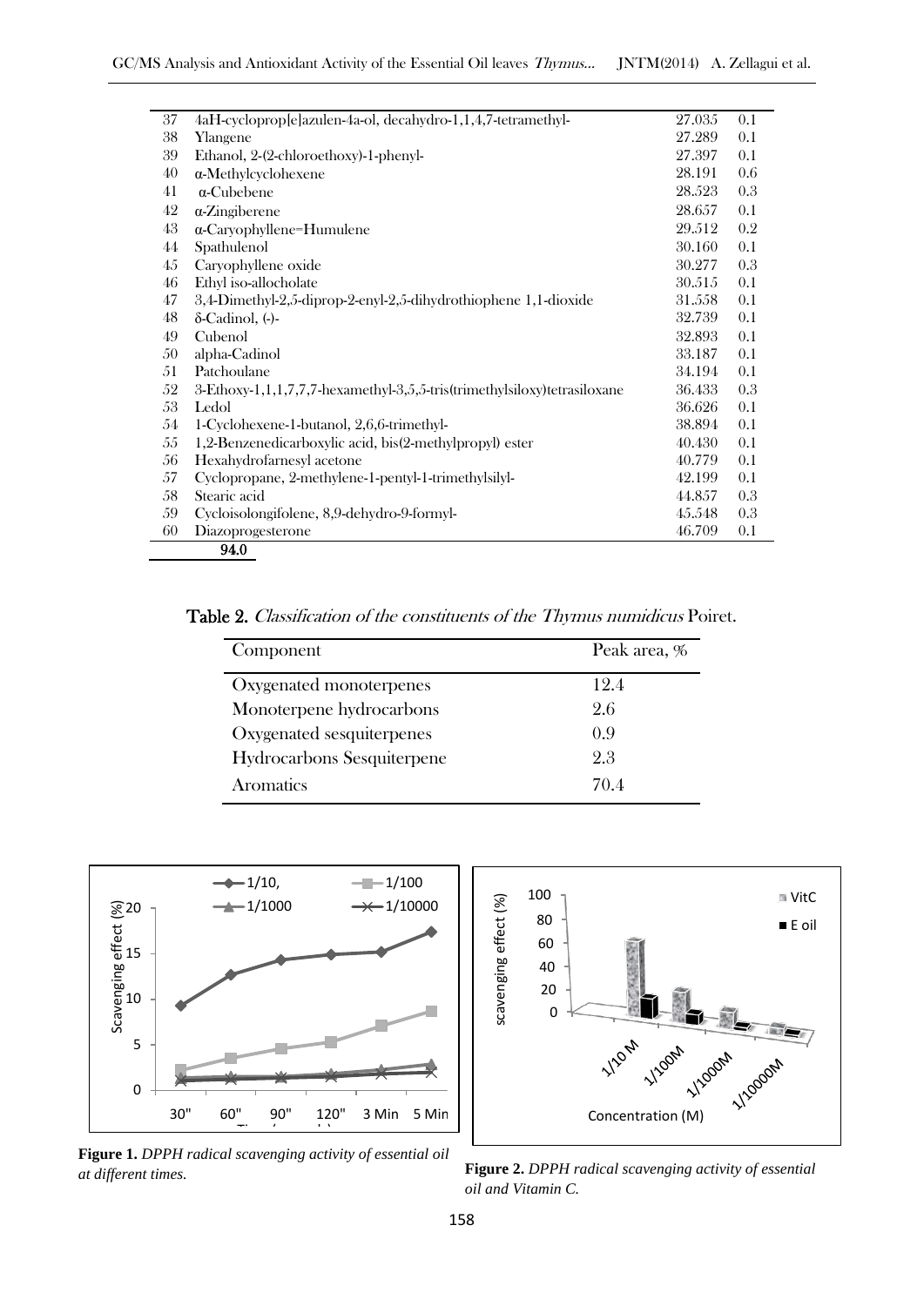| | | | |
|---|---|---|---|
| 37 | 4aH-cycloprop[e]azulen-4a-ol, decahydro-1,1,4,7-tetramethyl- | 27.035 | 0.1 |
| 38 | Ylangene | 27.289 | 0.1 |
| 39 | Ethanol, 2-(2-chloroethoxy)-1-phenyl- | 27.397 | 0.1 |
| 40 | α-Methylcyclohexene | 28.191 | 0.6 |
| 41 | α-Cubebene | 28.523 | 0.3 |
| 42 | α-Zingiberene | 28.657 | 0.1 |
| 43 | α-Caryophyllene=Humulene | 29.512 | 0.2 |
| 44 | Spathulenol | 30.160 | 0.1 |
| 45 | Caryophyllene oxide | 30.277 | 0.3 |
| 46 | Ethyl iso-allocholate | 30.515 | 0.1 |
| 47 | 3,4-Dimethyl-2,5-diprop-2-enyl-2,5-dihydrothiophene 1,1-dioxide | 31.558 | 0.1 |
| 48 | δ-Cadinol, (-)- | 32.739 | 0.1 |
| 49 | Cubenol | 32.893 | 0.1 |
| 50 | alpha-Cadinol | 33.187 | 0.1 |
| 51 | Patchoulane | 34.194 | 0.1 |
| 52 | 3-Ethoxy-1,1,1,7,7,7-hexamethyl-3,5,5-tris(trimethylsiloxy)tetrasiloxane | 36.433 | 0.3 |
| 53 | Ledol | 36.626 | 0.1 |
| 54 | 1-Cyclohexene-1-butanol, 2,6,6-trimethyl- | 38.894 | 0.1 |
| 55 | 1,2-Benzenedicarboxylic acid, bis(2-methylpropyl) ester | 40.430 | 0.1 |
| 56 | Hexahydrofarnesyl acetone | 40.779 | 0.1 |
| 57 | Cyclopropane, 2-methylene-1-pentyl-1-trimethylsilyl- | 42.199 | 0.1 |
| 58 | Stearic acid | 44.857 | 0.3 |
| 59 | Cycloisolongifolene, 8,9-dehydro-9-formyl- | 45.548 | 0.3 |
| 60 | Diazoprogesterone | 46.709 | 0.1 |
| | **94.0** | | |

**Table 2.** *Classification of the constituents of the Thymus numidicus* Poiret.

| Component | Peak area, % |
|---|---|
| Oxygenated monoterpenes | 12.4 |
| Monoterpene hydrocarbons | 2.6 |
| Oxygenated sesquiterpenes | 0.9 |
| Hydrocarbons Sesquiterpene | 2.3 |
| Aromatics | 70.4 |

**Figure 1.** *DPPH radical scavenging activity of essential oil at different times.*

**Figure 2.** *DPPH radical scavenging activity of essential oil and Vitamin C.*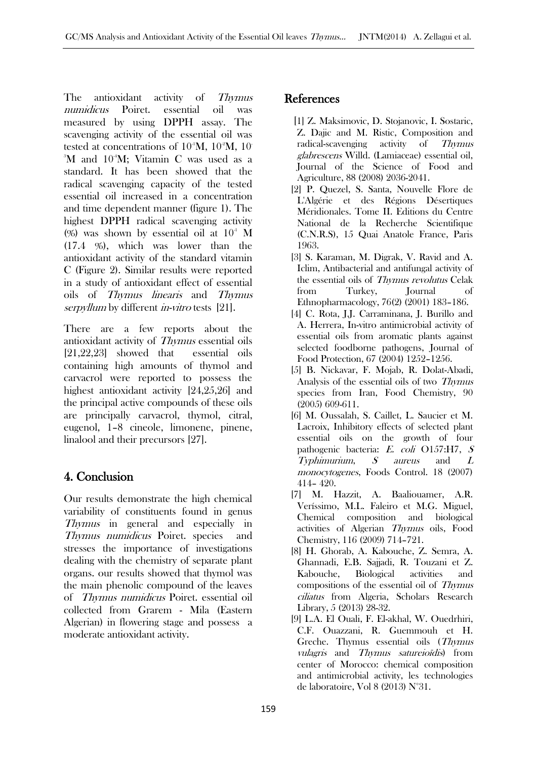The antioxidant activity of *Thymus numidicus* Poiret. essential oil was measured by using DPPH assay. The scavenging activity of the essential oil was tested at concentrations of $10^{-1}$M, $10^{-2}$M, $10^{-3}$M and $10^{-4}$M; Vitamin C was used as a standard. It has been showed that the radical scavenging capacity of the tested essential oil increased in a concentration and time dependent manner (figure 1). The highest DPPH radical scavenging activity (%) was shown by essential oil at $10^{-1}$ M (17.4 %), which was lower than the antioxidant activity of the standard vitamin C (Figure 2). Similar results were reported in a study of antioxidant effect of essential oils of *Thymus linearis* and *Thymus serpyllum* by different *in-vitro* tests [21].

There are a few reports about the antioxidant activity of *Thymus* essential oils [21,22,23] showed that essential oils containing high amounts of thymol and carvacrol were reported to possess the highest antioxidant activity [24,25,26] and the principal active compounds of these oils are principally carvacrol, thymol, citral, eugenol, 1–8 cineole, limonene, pinene, linalool and their precursors [27].

## 4. Conclusion

Our results demonstrate the high chemical variability of constituents found in genus *Thymus* in general and especially in *Thymus numidicus* Poiret. species and stresses the importance of investigations dealing with the chemistry of separate plant organs. our results showed that thymol was the main phenolic compound of the leaves of *Thymus numidicus* Poiret. essential oil collected from Grarem - Mila (Eastern Algerian) in flowering stage and possess a moderate antioxidant activity.

## References

[1] Z. Maksimovic, D. Stojanovic, I. Sostaric, Z. Dajic and M. Ristic, Composition and radical-scavenging activity of *Thymus glabrescens* Willd. (Lamiaceae) essential oil, Journal of the Science of Food and Agriculture, 88 (2008) 2036-2041.

[2] P. Quezel, S. Santa, Nouvelle Flore de L'Algérie et des Régions Désertiques Méridionales. Tome II. Editions du Centre National de la Recherche Scientifique (C.N.R.S), 15 Quai Anatole France, Paris 1963.

[3] S. Karaman, M. Digrak, V. Ravid and A. Iclim, Antibacterial and antifungal activity of the essential oils of *Thymus revolutus* Celak from Turkey, Journal of Ethnopharmacology, 76(2) (2001) 183–186.

[4] C. Rota, J.J. Carraminana, J. Burillo and A. Herrera, In-vitro antimicrobial activity of essential oils from aromatic plants against selected foodborne pathogens, Journal of Food Protection, 67 (2004) 1252–1256.

[5] B. Nickavar, F. Mojab, R. Dolat-Abadi, Analysis of the essential oils of two *Thymus* species from Iran, Food Chemistry, 90 (2005) 609-611.

[6] M. Oussalah, S. Caillet, L. Saucier et M. Lacroix, Inhibitory effects of selected plant essential oils on the growth of four pathogenic bacteria: *E. coli* O157:H7, *S Typhimurium*, *S aureus* and *L monocytogenes*, Foods Control. 18 (2007) 414– 420.

[7] M. Hazzit, A. Baaliouamer, A.R. Veríssimo, M.L. Faleiro et M.G. Miguel, Chemical composition and biological activities of Algerian *Thymus* oils, Food Chemistry, 116 (2009) 714–721.

[8] H. Ghorab, A. Kabouche, Z. Semra, A. Ghannadi, E.B. Sajjadi, R. Touzani et Z. Kabouche, Biological activities and compositions of the essential oil of *Thymus ciliatus* from Algeria, Scholars Research Library, 5 (2013) 28-32.

[9] L.A. El Ouali, F. El-akhal, W. Ouedrhiri, C.F. Ouazzani, R. Guemmouh et H. Greche. Thymus essential oils (*Thymus vulagris* and *Thymus satureioïdis*) from center of Morocco: chemical composition and antimicrobial activity, les technologies de laboratoire, Vol 8 (2013) N°31.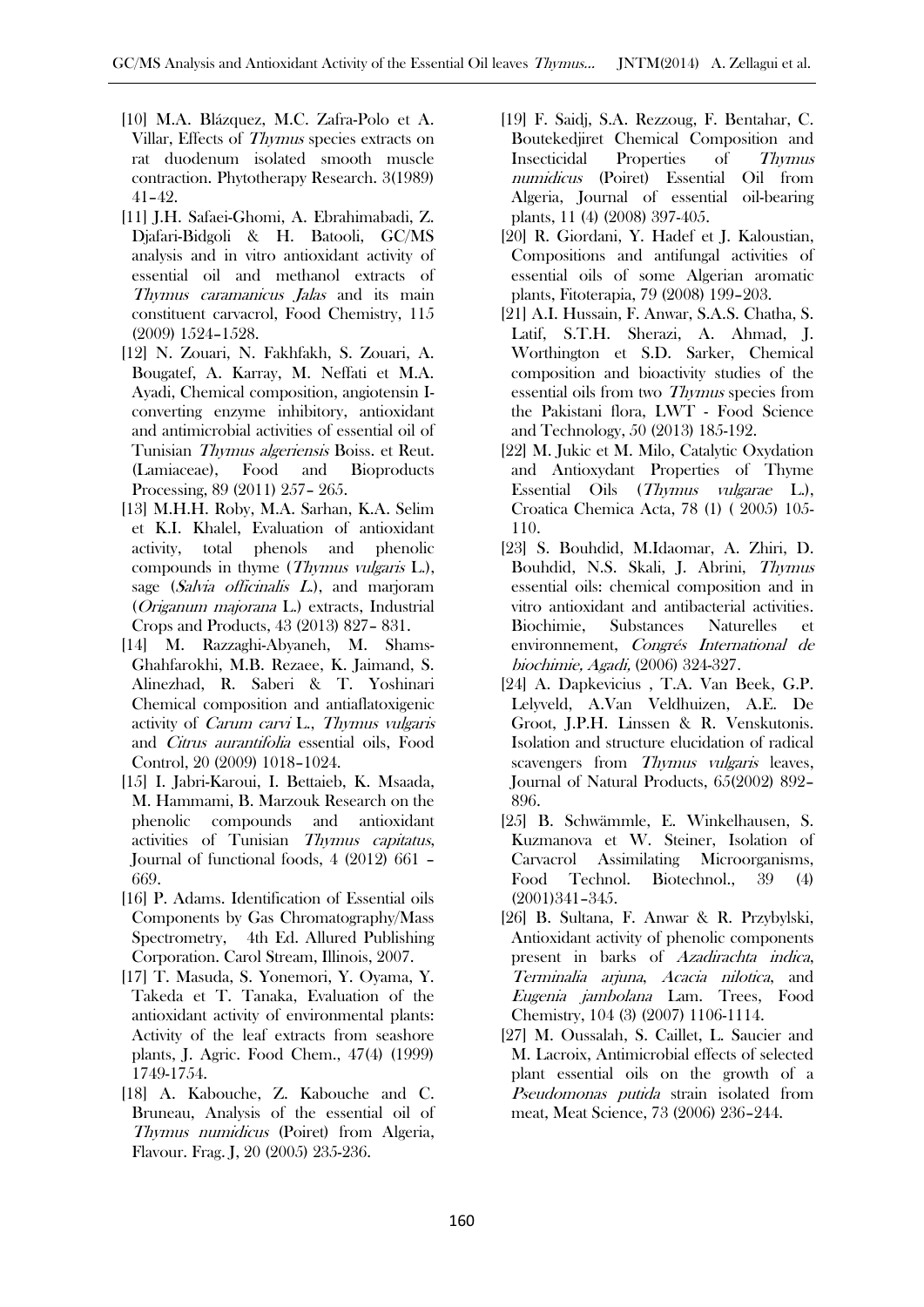[10] M.A. Blázquez, M.C. Zafra-Polo et A. Villar, Effects of *Thymus* species extracts on rat duodenum isolated smooth muscle contraction. Phytotherapy Research. 3(1989) 41–42.

[11] J.H. Safaei-Ghomi, A. Ebrahimabadi, Z. Djafari-Bidgoli & H. Batooli, GC/MS analysis and in vitro antioxidant activity of essential oil and methanol extracts of *Thymus caramanicus Jalas* and its main constituent carvacrol, Food Chemistry, 115 (2009) 1524–1528.

[12] N. Zouari, N. Fakhfakh, S. Zouari, A. Bougatef, A. Karray, M. Neffati et M.A. Ayadi, Chemical composition, angiotensin I-converting enzyme inhibitory, antioxidant and antimicrobial activities of essential oil of Tunisian *Thymus algeriensis* Boiss. et Reut. (Lamiaceae), Food and Bioproducts Processing, 89 (2011) 257– 265.

[13] M.H.H. Roby, M.A. Sarhan, K.A. Selim et K.I. Khalel, Evaluation of antioxidant activity, total phenols and phenolic compounds in thyme (*Thymus vulgaris* L.), sage (*Salvia officinalis L.*), and marjoram (*Origanum majorana* L.) extracts, Industrial Crops and Products, 43 (2013) 827– 831.

[14] M. Razzaghi-Abyaneh, M. Shams-Ghahfarokhi, M.B. Rezaee, K. Jaimand, S. Alinezhad, R. Saberi & T. Yoshinari Chemical composition and antiaflatoxigenic activity of *Carum carvi* L., *Thymus vulgaris* and *Citrus aurantifolia* essential oils, Food Control, 20 (2009) 1018–1024.

[15] I. Jabri-Karoui, I. Bettaieb, K. Msaada, M. Hammami, B. Marzouk Research on the phenolic compounds and antioxidant activities of Tunisian *Thymus capitatus*, Journal of functional foods, 4 (2012) 661 – 669.

[16] P. Adams. Identification of Essential oils Components by Gas Chromatography/Mass Spectrometry, 4th Ed. Allured Publishing Corporation. Carol Stream, Illinois, 2007.

[17] T. Masuda, S. Yonemori, Y. Oyama, Y. Takeda et T. Tanaka, Evaluation of the antioxidant activity of environmental plants: Activity of the leaf extracts from seashore plants, J. Agric. Food Chem., 47(4) (1999) 1749-1754.

[18] A. Kabouche, Z. Kabouche and C. Bruneau, Analysis of the essential oil of *Thymus numidicus* (Poiret) from Algeria, Flavour. Frag. J, 20 (2005) 235-236.

[19] F. Saidj, S.A. Rezzoug, F. Bentahar, C. Boutekedjiret Chemical Composition and Insecticidal Properties of *Thymus numidicus* (Poiret) Essential Oil from Algeria, Journal of essential oil-bearing plants, 11 (4) (2008) 397-405.

[20] R. Giordani, Y. Hadef et J. Kaloustian, Compositions and antifungal activities of essential oils of some Algerian aromatic plants, Fitoterapia, 79 (2008) 199–203.

[21] A.I. Hussain, F. Anwar, S.A.S. Chatha, S. Latif, S.T.H. Sherazi, A. Ahmad, J. Worthington et S.D. Sarker, Chemical composition and bioactivity studies of the essential oils from two *Thymus* species from the Pakistani flora, LWT - Food Science and Technology, 50 (2013) 185-192.

[22] M. Jukic et M. Milo, Catalytic Oxydation and Antioxydant Properties of Thyme Essential Oils (*Thymus vulgarae* L.), Croatica Chemica Acta, 78 (1) ( 2005) 105-110.

[23] S. Bouhdid, M.Idaomar, A. Zhiri, D. Bouhdid, N.S. Skali, J. Abrini, *Thymus* essential oils: chemical composition and in vitro antioxidant and antibacterial activities. Biochimie, Substances Naturelles et environnement, *Congrés International de biochimie, Agadi,* (2006) 324-327.

[24] A. Dapkevicius , T.A. Van Beek, G.P. Lelyveld, A.Van Veldhuizen, A.E. De Groot, J.P.H. Linssen & R. Venskutonis. Isolation and structure elucidation of radical scavengers from *Thymus vulgaris* leaves, Journal of Natural Products, 65(2002) 892–896.

[25] B. Schwämmle, E. Winkelhausen, S. Kuzmanova et W. Steiner, Isolation of Carvacrol Assimilating Microorganisms, Food Technol. Biotechnol., 39 (4) (2001)341–345.

[26] B. Sultana, F. Anwar & R. Przybylski, Antioxidant activity of phenolic components present in barks of *Azadirachta indica*, *Terminalia arjuna*, *Acacia nilotica*, and *Eugenia jambolana* Lam. Trees, Food Chemistry, 104 (3) (2007) 1106-1114.

[27] M. Oussalah, S. Caillet, L. Saucier and M. Lacroix, Antimicrobial effects of selected plant essential oils on the growth of a *Pseudomonas putida* strain isolated from meat, Meat Science, 73 (2006) 236–244.